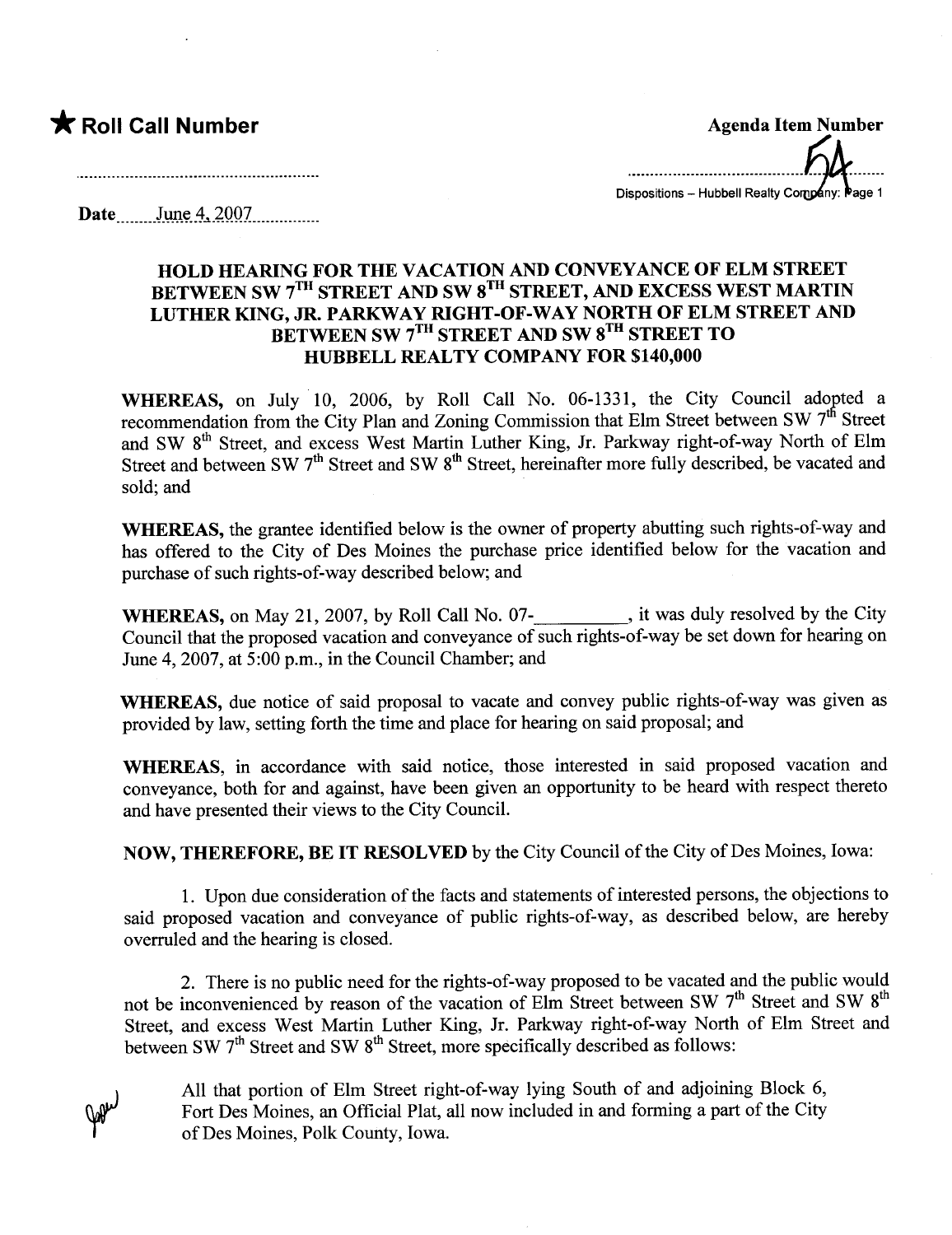★ **Roll Call Number**

...............................................................

**Agenda Item Number**

54

Dispositions – Hubbell Realty Company: Page 1

**Date** June 4, 2007

**HOLD HEARING FOR THE VACATION AND CONVEYANCE OF ELM STREET BETWEEN SW 7TH STREET AND SW 8TH STREET, AND EXCESS WEST MARTIN LUTHER KING, JR. PARKWAY RIGHT-OF-WAY NORTH OF ELM STREET AND BETWEEN SW 7TH STREET AND SW 8TH STREET TO HUBBELL REALTY COMPANY FOR $140,000**

**WHEREAS,** on July 10, 2006, by Roll Call No. 06-1331, the City Council adopted a recommendation from the City Plan and Zoning Commission that Elm Street between SW 7th Street and SW 8th Street, and excess West Martin Luther King, Jr. Parkway right-of-way North of Elm Street and between SW 7th Street and SW 8th Street, hereinafter more fully described, be vacated and sold; and

**WHEREAS,** the grantee identified below is the owner of property abutting such rights-of-way and has offered to the City of Des Moines the purchase price identified below for the vacation and purchase of such rights-of-way described below; and

**WHEREAS,** on May 21, 2007, by Roll Call No. 07-__________, it was duly resolved by the City Council that the proposed vacation and conveyance of such rights-of-way be set down for hearing on June 4, 2007, at 5:00 p.m., in the Council Chamber; and

**WHEREAS,** due notice of said proposal to vacate and convey public rights-of-way was given as provided by law, setting forth the time and place for hearing on said proposal; and

**WHEREAS,** in accordance with said notice, those interested in said proposed vacation and conveyance, both for and against, have been given an opportunity to be heard with respect thereto and have presented their views to the City Council.

**NOW, THEREFORE, BE IT RESOLVED** by the City Council of the City of Des Moines, Iowa:

1. Upon due consideration of the facts and statements of interested persons, the objections to said proposed vacation and conveyance of public rights-of-way, as described below, are hereby overruled and the hearing is closed.

2. There is no public need for the rights-of-way proposed to be vacated and the public would not be inconvenienced by reason of the vacation of Elm Street between SW 7th Street and SW 8th Street, and excess West Martin Luther King, Jr. Parkway right-of-way North of Elm Street and between SW 7th Street and SW 8th Street, more specifically described as follows:

All that portion of Elm Street right-of-way lying South of and adjoining Block 6, Fort Des Moines, an Official Plat, all now included in and forming a part of the City of Des Moines, Polk County, Iowa.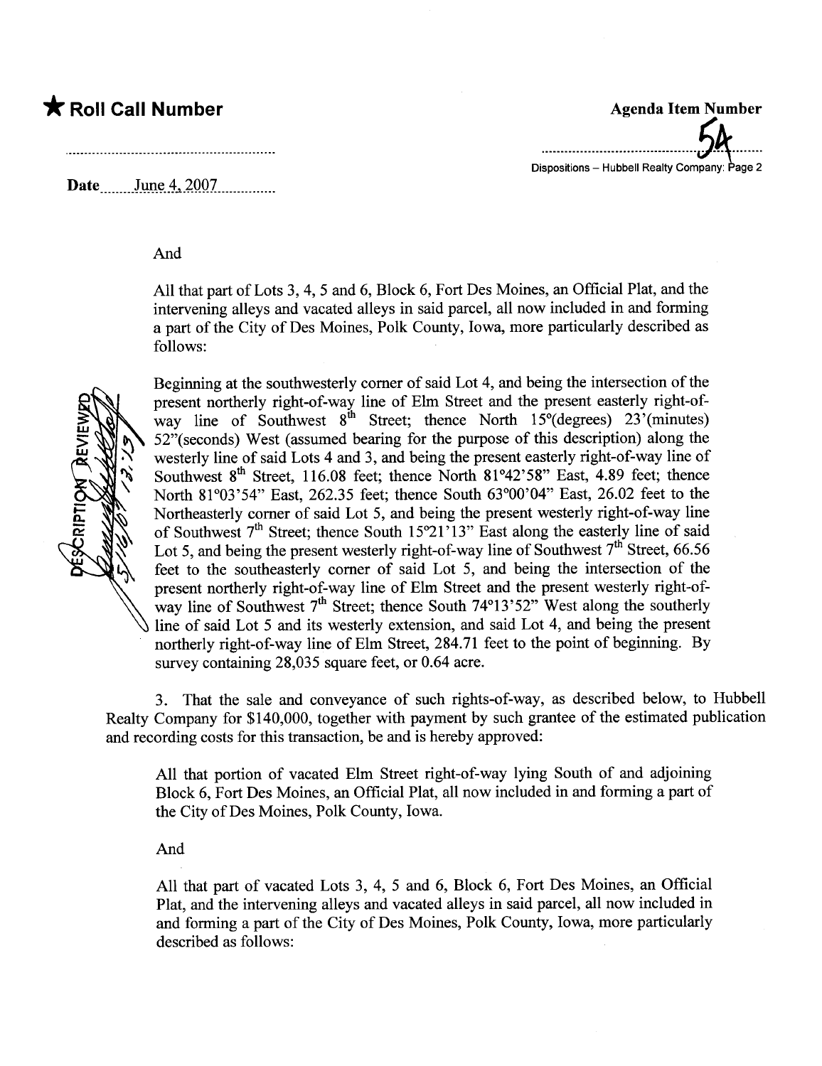★ **Roll Call Number**

**Agenda Item Number**

5A

Dispositions – Hubbell Realty Company: Page 2

**Date** June 4, 2007

And

All that part of Lots 3, 4, 5 and 6, Block 6, Fort Des Moines, an Official Plat, and the intervening alleys and vacated alleys in said parcel, all now included in and forming a part of the City of Des Moines, Polk County, Iowa, more particularly described as follows:

Beginning at the southwesterly corner of said Lot 4, and being the intersection of the present northerly right-of-way line of Elm Street and the present easterly right-of-way line of Southwest 8th Street; thence North 15°(degrees) 23'(minutes) 52"(seconds) West (assumed bearing for the purpose of this description) along the westerly line of said Lots 4 and 3, and being the present easterly right-of-way line of Southwest 8th Street, 116.08 feet; thence North 81°42'58" East, 4.89 feet; thence North 81°03'54" East, 262.35 feet; thence South 63°00'04" East, 26.02 feet to the Northeasterly corner of said Lot 5, and being the present westerly right-of-way line of Southwest 7th Street; thence South 15°21'13" East along the easterly line of said Lot 5, and being the present westerly right-of-way line of Southwest 7th Street, 66.56 feet to the southeasterly corner of said Lot 5, and being the intersection of the present northerly right-of-way line of Elm Street and the present westerly right-of-way line of Southwest 7th Street; thence South 74°13'52" West along the southerly line of said Lot 5 and its westerly extension, and said Lot 4, and being the present northerly right-of-way line of Elm Street, 284.71 feet to the point of beginning. By survey containing 28,035 square feet, or 0.64 acre.

3. That the sale and conveyance of such rights-of-way, as described below, to Hubbell Realty Company for $140,000, together with payment by such grantee of the estimated publication and recording costs for this transaction, be and is hereby approved:

All that portion of vacated Elm Street right-of-way lying South of and adjoining Block 6, Fort Des Moines, an Official Plat, all now included in and forming a part of the City of Des Moines, Polk County, Iowa.

And

All that part of vacated Lots 3, 4, 5 and 6, Block 6, Fort Des Moines, an Official Plat, and the intervening alleys and vacated alleys in said parcel, all now included in and forming a part of the City of Des Moines, Polk County, Iowa, more particularly described as follows: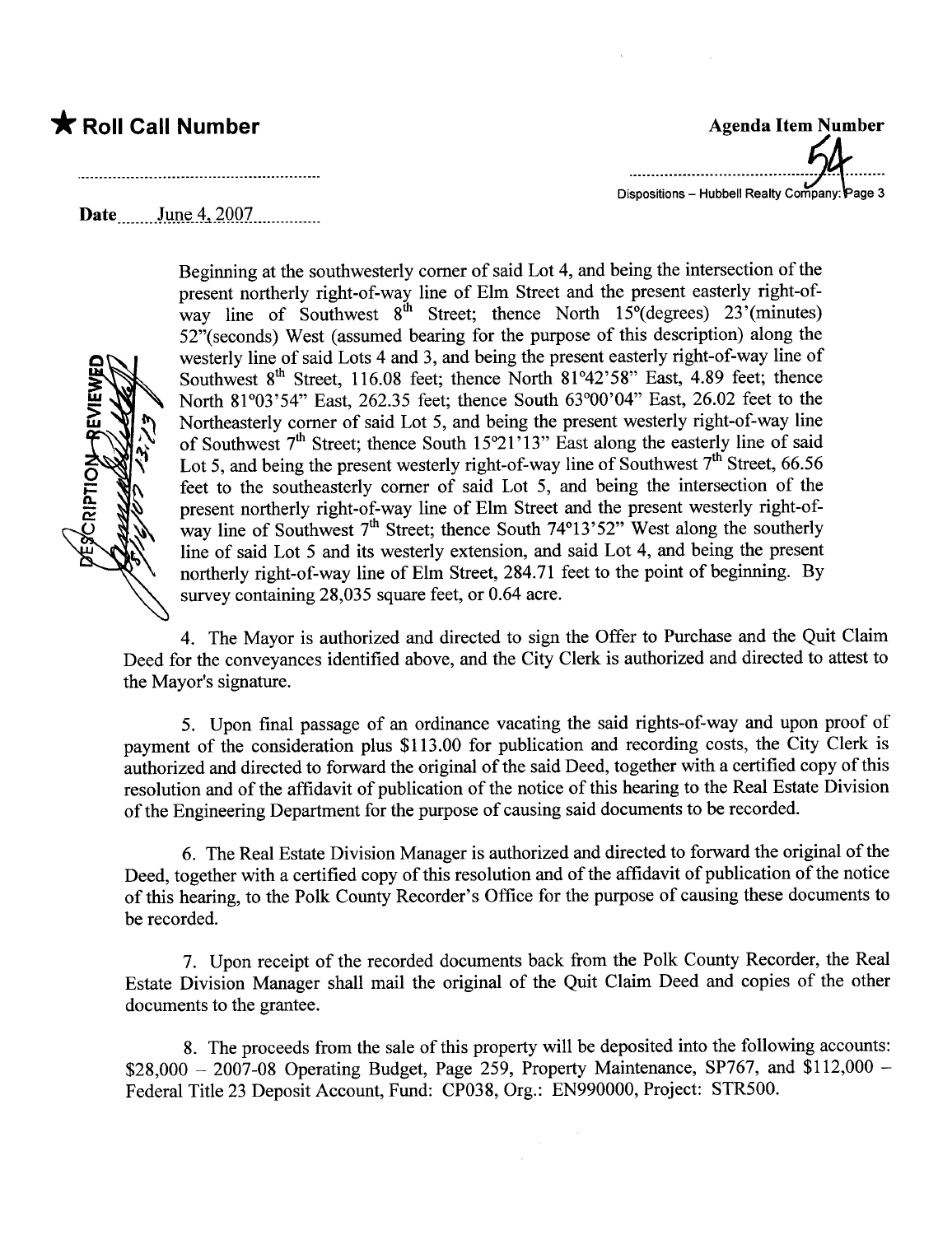**★ Roll Call Number**

**Agenda Item Number**

54

Dispositions – Hubbell Realty Company: Page 3

**Date** June 4, 2007

Beginning at the southwesterly corner of said Lot 4, and being the intersection of the present northerly right-of-way line of Elm Street and the present easterly right-of-way line of Southwest 8th Street; thence North 15°(degrees) 23'(minutes) 52"(seconds) West (assumed bearing for the purpose of this description) along the westerly line of said Lots 4 and 3, and being the present easterly right-of-way line of Southwest 8th Street, 116.08 feet; thence North 81°42'58" East, 4.89 feet; thence North 81°03'54" East, 262.35 feet; thence South 63°00'04" East, 26.02 feet to the Northeasterly corner of said Lot 5, and being the present westerly right-of-way line of Southwest 7th Street; thence South 15°21'13" East along the easterly line of said Lot 5, and being the present westerly right-of-way line of Southwest 7th Street, 66.56 feet to the southeasterly corner of said Lot 5, and being the intersection of the present northerly right-of-way line of Elm Street and the present westerly right-of-way line of Southwest 7th Street; thence South 74°13'52" West along the southerly line of said Lot 5 and its westerly extension, and said Lot 4, and being the present northerly right-of-way line of Elm Street, 284.71 feet to the point of beginning. By survey containing 28,035 square feet, or 0.64 acre.

DESCRIPTION REVIEWED 5/14/07

4. The Mayor is authorized and directed to sign the Offer to Purchase and the Quit Claim Deed for the conveyances identified above, and the City Clerk is authorized and directed to attest to the Mayor's signature.

5. Upon final passage of an ordinance vacating the said rights-of-way and upon proof of payment of the consideration plus $113.00 for publication and recording costs, the City Clerk is authorized and directed to forward the original of the said Deed, together with a certified copy of this resolution and of the affidavit of publication of the notice of this hearing to the Real Estate Division of the Engineering Department for the purpose of causing said documents to be recorded.

6. The Real Estate Division Manager is authorized and directed to forward the original of the Deed, together with a certified copy of this resolution and of the affidavit of publication of the notice of this hearing, to the Polk County Recorder's Office for the purpose of causing these documents to be recorded.

7. Upon receipt of the recorded documents back from the Polk County Recorder, the Real Estate Division Manager shall mail the original of the Quit Claim Deed and copies of the other documents to the grantee.

8. The proceeds from the sale of this property will be deposited into the following accounts: $28,000 – 2007-08 Operating Budget, Page 259, Property Maintenance, SP767, and $112,000 – Federal Title 23 Deposit Account, Fund: CP038, Org.: EN990000, Project: STR500.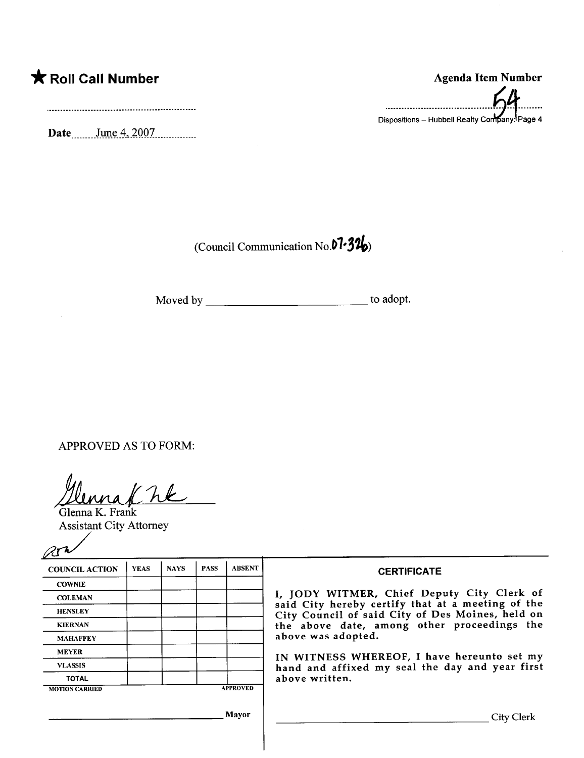**★ Roll Call Number**

**Agenda Item Number**

54

Dispositions – Hubbell Realty Company: Page 4

**Date** June 4, 2007

(Council Communication No. 07-326)

Moved by \_\_\_\_\_\_\_\_\_\_\_\_\_\_\_\_\_\_\_\_\_\_\_\_\_\_ to adopt.

APPROVED AS TO FORM:

Glenna K. Frank
Assistant City Attorney

| COUNCIL ACTION | YEAS | NAYS | PASS | ABSENT |
|---|---|---|---|---|
| COWNIE | | | | |
| COLEMAN | | | | |
| HENSLEY | | | | |
| KIERNAN | | | | |
| MAHAFFEY | | | | |
| MEYER | | | | |
| VLASSIS | | | | |
| TOTAL | | | | |
| MOTION CARRIED | | | | APPROVED |

\_\_\_\_\_\_\_\_\_\_\_\_\_\_\_\_\_\_\_\_\_\_\_\_\_\_\_\_\_\_\_\_ Mayor

**CERTIFICATE**

I, JODY WITMER, Chief Deputy City Clerk of said City hereby certify that at a meeting of the City Council of said City of Des Moines, held on the above date, among other proceedings the above was adopted.

IN WITNESS WHEREOF, I have hereunto set my hand and affixed my seal the day and year first above written.

\_\_\_\_\_\_\_\_\_\_\_\_\_\_\_\_\_\_\_\_\_\_\_\_\_\_\_\_\_\_\_\_ City Clerk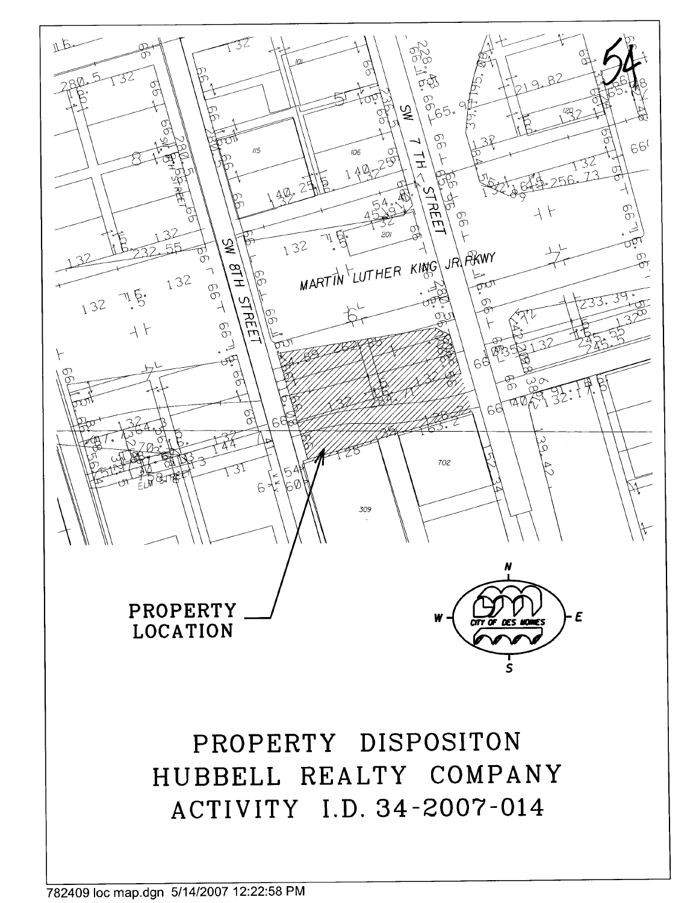54

SW 8TH STREET

SW 7TH STREET

MARTIN LUTHER KING JR. PKWY

ELM STREET

PROPERTY LOCATION

N
W
E
S
CITY OF DES MOINES

PROPERTY DISPOSITON
HUBBELL REALTY COMPANY
ACTIVITY I.D. 34-2007-014

782409 loc map.dgn 5/14/2007 12:22:58 PM